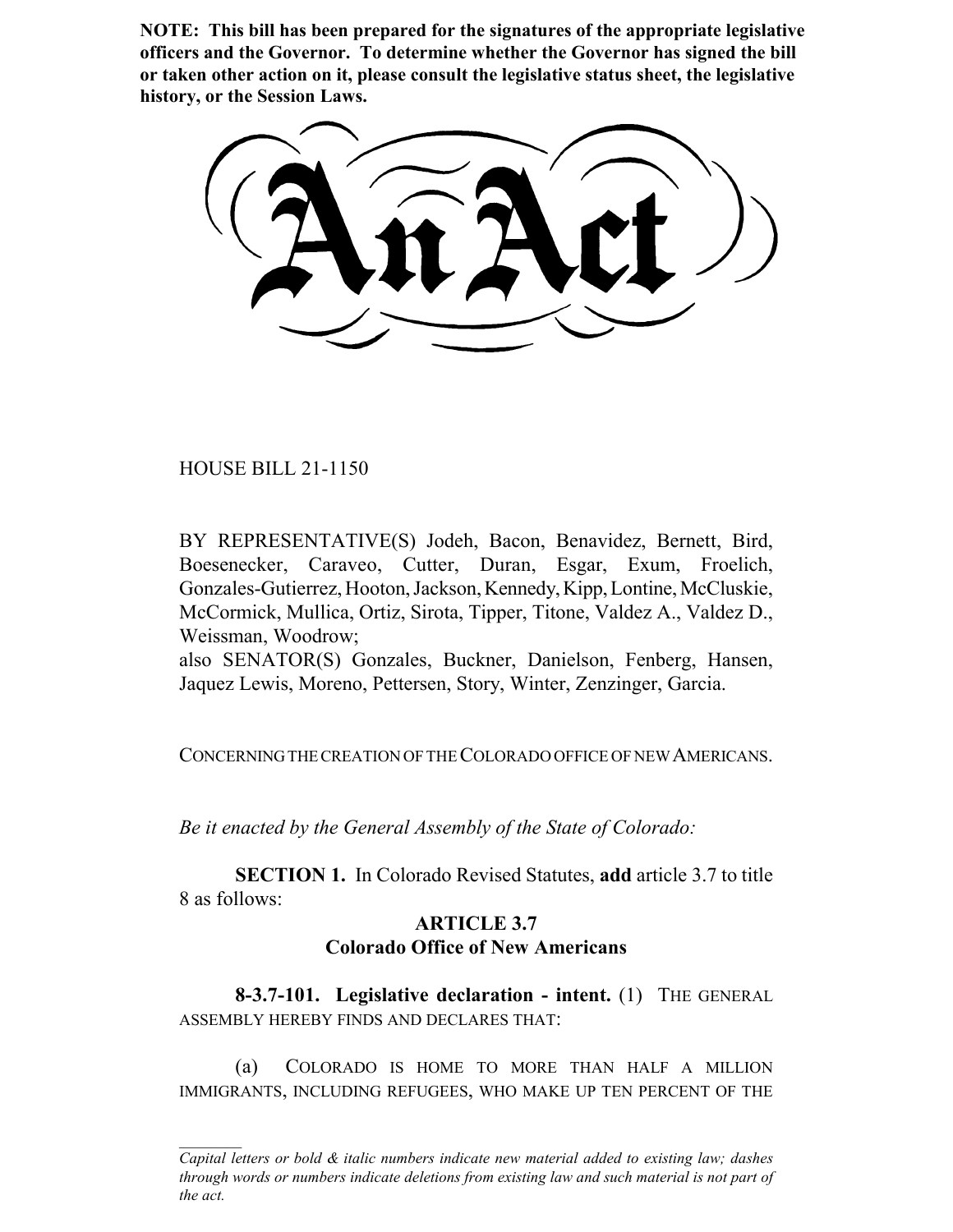**NOTE: This bill has been prepared for the signatures of the appropriate legislative officers and the Governor. To determine whether the Governor has signed the bill or taken other action on it, please consult the legislative status sheet, the legislative history, or the Session Laws.**

# An Act

HOUSE BILL 21-1150

BY REPRESENTATIVE(S) Jodeh, Bacon, Benavidez, Bernett, Bird, Boesenecker, Caraveo, Cutter, Duran, Esgar, Exum, Froelich, Gonzales-Gutierrez, Hooton, Jackson, Kennedy, Kipp, Lontine, McCluskie, McCormick, Mullica, Ortiz, Sirota, Tipper, Titone, Valdez A., Valdez D., Weissman, Woodrow;
also SENATOR(S) Gonzales, Buckner, Danielson, Fenberg, Hansen, Jaquez Lewis, Moreno, Pettersen, Story, Winter, Zenzinger, Garcia.

CONCERNING THE CREATION OF THE COLORADO OFFICE OF NEW AMERICANS.

*Be it enacted by the General Assembly of the State of Colorado:*

**SECTION 1.** In Colorado Revised Statutes, **add** article 3.7 to title 8 as follows:

## ARTICLE 3.7
## Colorado Office of New Americans

**8-3.7-101. Legislative declaration - intent.** (1) THE GENERAL ASSEMBLY HEREBY FINDS AND DECLARES THAT:

(a) COLORADO IS HOME TO MORE THAN HALF A MILLION IMMIGRANTS, INCLUDING REFUGEES, WHO MAKE UP TEN PERCENT OF THE

*Capital letters or bold & italic numbers indicate new material added to existing law; dashes through words or numbers indicate deletions from existing law and such material is not part of the act.*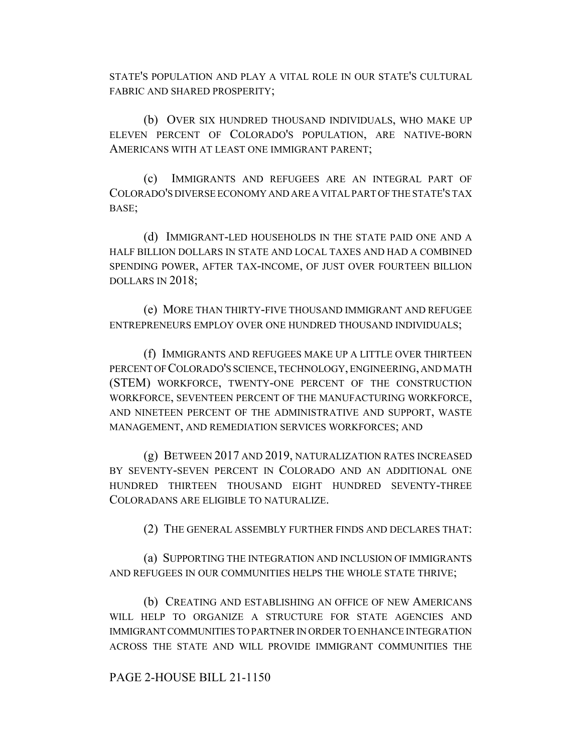STATE'S POPULATION AND PLAY A VITAL ROLE IN OUR STATE'S CULTURAL FABRIC AND SHARED PROSPERITY;

(b) OVER SIX HUNDRED THOUSAND INDIVIDUALS, WHO MAKE UP ELEVEN PERCENT OF COLORADO'S POPULATION, ARE NATIVE-BORN AMERICANS WITH AT LEAST ONE IMMIGRANT PARENT;

(c) IMMIGRANTS AND REFUGEES ARE AN INTEGRAL PART OF COLORADO'S DIVERSE ECONOMY AND ARE A VITAL PART OF THE STATE'S TAX BASE;

(d) IMMIGRANT-LED HOUSEHOLDS IN THE STATE PAID ONE AND A HALF BILLION DOLLARS IN STATE AND LOCAL TAXES AND HAD A COMBINED SPENDING POWER, AFTER TAX-INCOME, OF JUST OVER FOURTEEN BILLION DOLLARS IN 2018;

(e) MORE THAN THIRTY-FIVE THOUSAND IMMIGRANT AND REFUGEE ENTREPRENEURS EMPLOY OVER ONE HUNDRED THOUSAND INDIVIDUALS;

(f) IMMIGRANTS AND REFUGEES MAKE UP A LITTLE OVER THIRTEEN PERCENT OF COLORADO'S SCIENCE, TECHNOLOGY, ENGINEERING, AND MATH (STEM) WORKFORCE, TWENTY-ONE PERCENT OF THE CONSTRUCTION WORKFORCE, SEVENTEEN PERCENT OF THE MANUFACTURING WORKFORCE, AND NINETEEN PERCENT OF THE ADMINISTRATIVE AND SUPPORT, WASTE MANAGEMENT, AND REMEDIATION SERVICES WORKFORCES; AND

(g) BETWEEN 2017 AND 2019, NATURALIZATION RATES INCREASED BY SEVENTY-SEVEN PERCENT IN COLORADO AND AN ADDITIONAL ONE HUNDRED THIRTEEN THOUSAND EIGHT HUNDRED SEVENTY-THREE COLORADANS ARE ELIGIBLE TO NATURALIZE.

(2) THE GENERAL ASSEMBLY FURTHER FINDS AND DECLARES THAT:

(a) SUPPORTING THE INTEGRATION AND INCLUSION OF IMMIGRANTS AND REFUGEES IN OUR COMMUNITIES HELPS THE WHOLE STATE THRIVE;

(b) CREATING AND ESTABLISHING AN OFFICE OF NEW AMERICANS WILL HELP TO ORGANIZE A STRUCTURE FOR STATE AGENCIES AND IMMIGRANT COMMUNITIES TO PARTNER IN ORDER TO ENHANCE INTEGRATION ACROSS THE STATE AND WILL PROVIDE IMMIGRANT COMMUNITIES THE

PAGE 2-HOUSE BILL 21-1150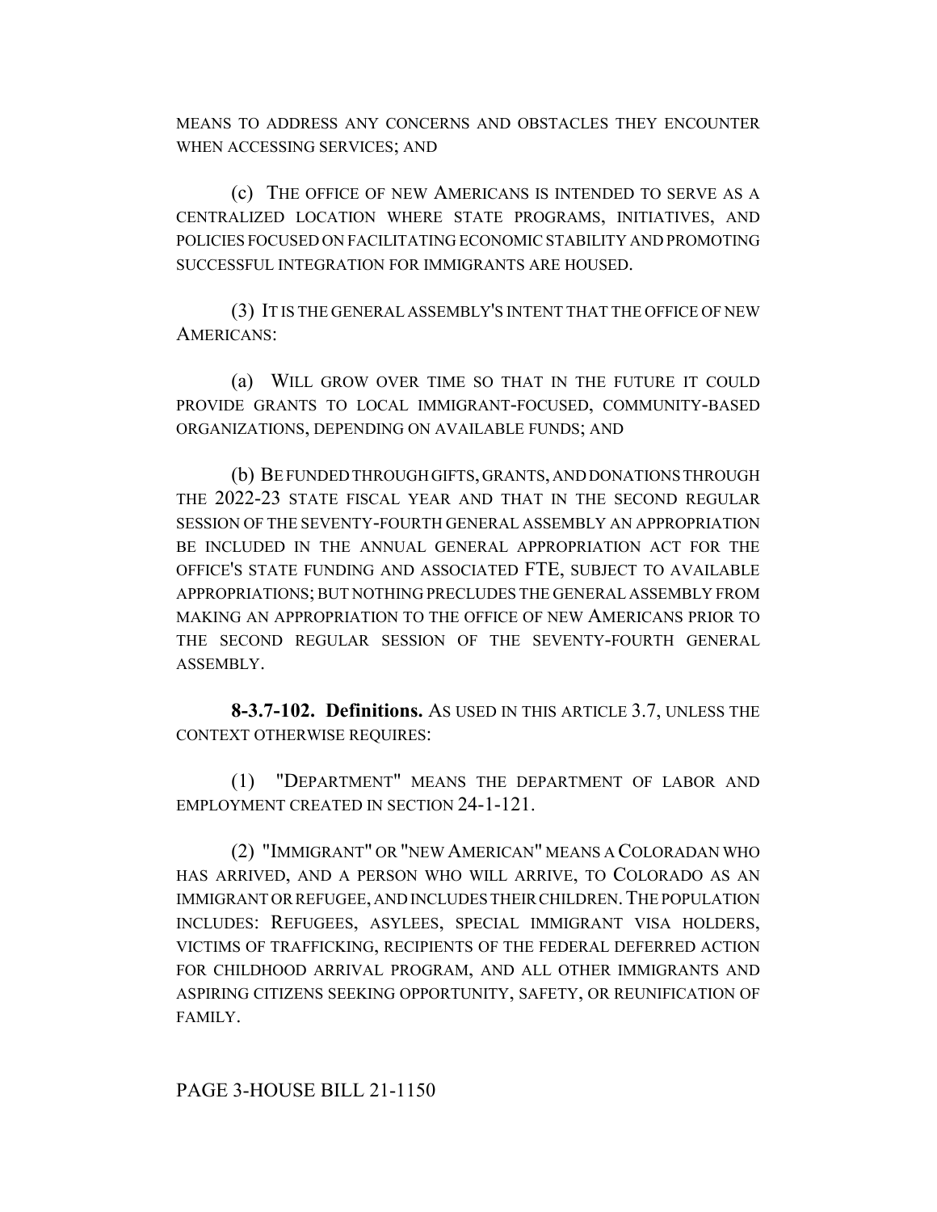MEANS TO ADDRESS ANY CONCERNS AND OBSTACLES THEY ENCOUNTER WHEN ACCESSING SERVICES; AND

(c) THE OFFICE OF NEW AMERICANS IS INTENDED TO SERVE AS A CENTRALIZED LOCATION WHERE STATE PROGRAMS, INITIATIVES, AND POLICIES FOCUSED ON FACILITATING ECONOMIC STABILITY AND PROMOTING SUCCESSFUL INTEGRATION FOR IMMIGRANTS ARE HOUSED.

(3) IT IS THE GENERAL ASSEMBLY'S INTENT THAT THE OFFICE OF NEW AMERICANS:

(a) WILL GROW OVER TIME SO THAT IN THE FUTURE IT COULD PROVIDE GRANTS TO LOCAL IMMIGRANT-FOCUSED, COMMUNITY-BASED ORGANIZATIONS, DEPENDING ON AVAILABLE FUNDS; AND

(b) BE FUNDED THROUGH GIFTS, GRANTS, AND DONATIONS THROUGH THE 2022-23 STATE FISCAL YEAR AND THAT IN THE SECOND REGULAR SESSION OF THE SEVENTY-FOURTH GENERAL ASSEMBLY AN APPROPRIATION BE INCLUDED IN THE ANNUAL GENERAL APPROPRIATION ACT FOR THE OFFICE'S STATE FUNDING AND ASSOCIATED FTE, SUBJECT TO AVAILABLE APPROPRIATIONS; BUT NOTHING PRECLUDES THE GENERAL ASSEMBLY FROM MAKING AN APPROPRIATION TO THE OFFICE OF NEW AMERICANS PRIOR TO THE SECOND REGULAR SESSION OF THE SEVENTY-FOURTH GENERAL ASSEMBLY.

**8-3.7-102. Definitions.** AS USED IN THIS ARTICLE 3.7, UNLESS THE CONTEXT OTHERWISE REQUIRES:

(1) "DEPARTMENT" MEANS THE DEPARTMENT OF LABOR AND EMPLOYMENT CREATED IN SECTION 24-1-121.

(2) "IMMIGRANT" OR "NEW AMERICAN" MEANS A COLORADAN WHO HAS ARRIVED, AND A PERSON WHO WILL ARRIVE, TO COLORADO AS AN IMMIGRANT OR REFUGEE, AND INCLUDES THEIR CHILDREN. THE POPULATION INCLUDES: REFUGEES, ASYLEES, SPECIAL IMMIGRANT VISA HOLDERS, VICTIMS OF TRAFFICKING, RECIPIENTS OF THE FEDERAL DEFERRED ACTION FOR CHILDHOOD ARRIVAL PROGRAM, AND ALL OTHER IMMIGRANTS AND ASPIRING CITIZENS SEEKING OPPORTUNITY, SAFETY, OR REUNIFICATION OF FAMILY.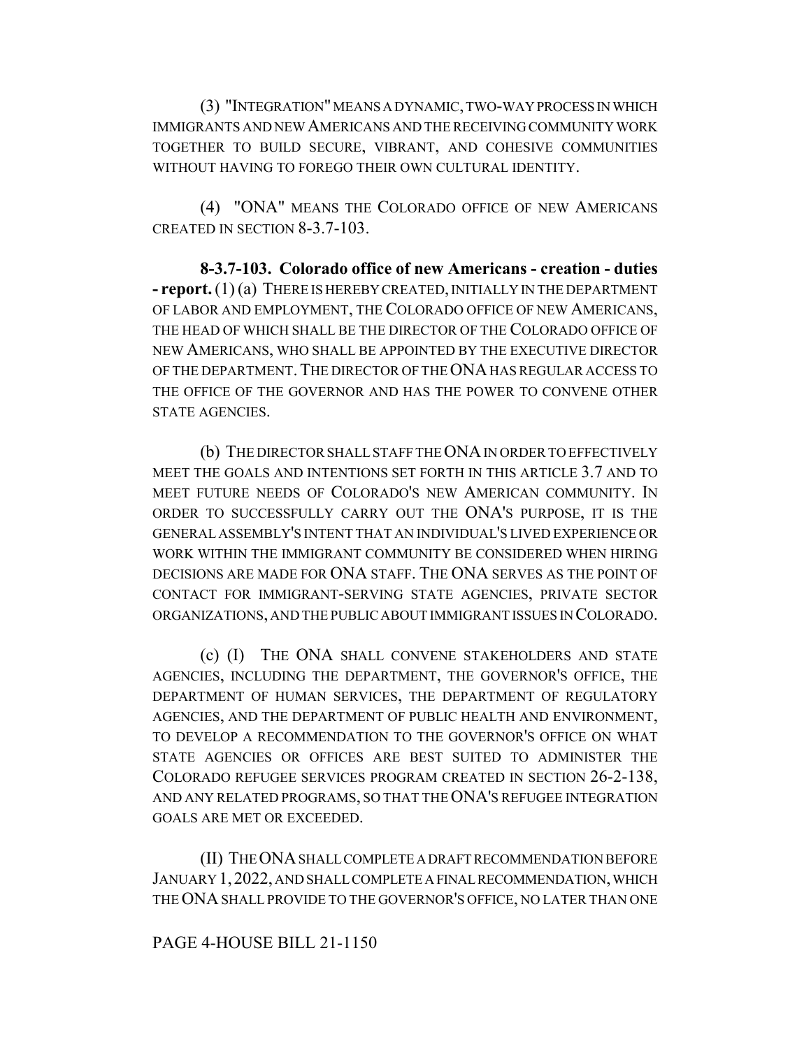(3) "INTEGRATION" MEANS A DYNAMIC, TWO-WAY PROCESS IN WHICH IMMIGRANTS AND NEW AMERICANS AND THE RECEIVING COMMUNITY WORK TOGETHER TO BUILD SECURE, VIBRANT, AND COHESIVE COMMUNITIES WITHOUT HAVING TO FOREGO THEIR OWN CULTURAL IDENTITY.

(4) "ONA" MEANS THE COLORADO OFFICE OF NEW AMERICANS CREATED IN SECTION 8-3.7-103.

**8-3.7-103. Colorado office of new Americans - creation - duties - report.** (1) (a) THERE IS HEREBY CREATED, INITIALLY IN THE DEPARTMENT OF LABOR AND EMPLOYMENT, THE COLORADO OFFICE OF NEW AMERICANS, THE HEAD OF WHICH SHALL BE THE DIRECTOR OF THE COLORADO OFFICE OF NEW AMERICANS, WHO SHALL BE APPOINTED BY THE EXECUTIVE DIRECTOR OF THE DEPARTMENT. THE DIRECTOR OF THE ONA HAS REGULAR ACCESS TO THE OFFICE OF THE GOVERNOR AND HAS THE POWER TO CONVENE OTHER STATE AGENCIES.

(b) THE DIRECTOR SHALL STAFF THE ONA IN ORDER TO EFFECTIVELY MEET THE GOALS AND INTENTIONS SET FORTH IN THIS ARTICLE 3.7 AND TO MEET FUTURE NEEDS OF COLORADO'S NEW AMERICAN COMMUNITY. IN ORDER TO SUCCESSFULLY CARRY OUT THE ONA'S PURPOSE, IT IS THE GENERAL ASSEMBLY'S INTENT THAT AN INDIVIDUAL'S LIVED EXPERIENCE OR WORK WITHIN THE IMMIGRANT COMMUNITY BE CONSIDERED WHEN HIRING DECISIONS ARE MADE FOR ONA STAFF. THE ONA SERVES AS THE POINT OF CONTACT FOR IMMIGRANT-SERVING STATE AGENCIES, PRIVATE SECTOR ORGANIZATIONS, AND THE PUBLIC ABOUT IMMIGRANT ISSUES IN COLORADO.

(c) (I) THE ONA SHALL CONVENE STAKEHOLDERS AND STATE AGENCIES, INCLUDING THE DEPARTMENT, THE GOVERNOR'S OFFICE, THE DEPARTMENT OF HUMAN SERVICES, THE DEPARTMENT OF REGULATORY AGENCIES, AND THE DEPARTMENT OF PUBLIC HEALTH AND ENVIRONMENT, TO DEVELOP A RECOMMENDATION TO THE GOVERNOR'S OFFICE ON WHAT STATE AGENCIES OR OFFICES ARE BEST SUITED TO ADMINISTER THE COLORADO REFUGEE SERVICES PROGRAM CREATED IN SECTION 26-2-138, AND ANY RELATED PROGRAMS, SO THAT THE ONA'S REFUGEE INTEGRATION GOALS ARE MET OR EXCEEDED.

(II) THE ONA SHALL COMPLETE A DRAFT RECOMMENDATION BEFORE JANUARY 1, 2022, AND SHALL COMPLETE A FINAL RECOMMENDATION, WHICH THE ONA SHALL PROVIDE TO THE GOVERNOR'S OFFICE, NO LATER THAN ONE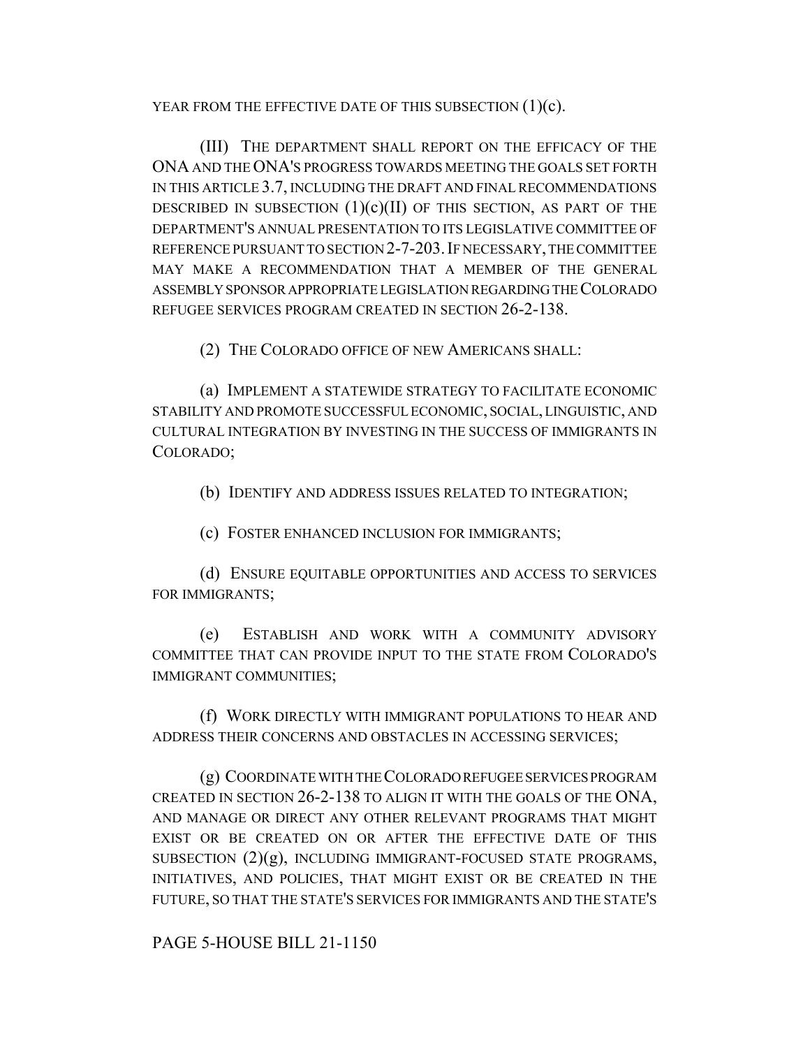YEAR FROM THE EFFECTIVE DATE OF THIS SUBSECTION (1)(c).

(III) THE DEPARTMENT SHALL REPORT ON THE EFFICACY OF THE ONA AND THE ONA'S PROGRESS TOWARDS MEETING THE GOALS SET FORTH IN THIS ARTICLE 3.7, INCLUDING THE DRAFT AND FINAL RECOMMENDATIONS DESCRIBED IN SUBSECTION (1)(c)(II) OF THIS SECTION, AS PART OF THE DEPARTMENT'S ANNUAL PRESENTATION TO ITS LEGISLATIVE COMMITTEE OF REFERENCE PURSUANT TO SECTION 2-7-203. IF NECESSARY, THE COMMITTEE MAY MAKE A RECOMMENDATION THAT A MEMBER OF THE GENERAL ASSEMBLY SPONSOR APPROPRIATE LEGISLATION REGARDING THE COLORADO REFUGEE SERVICES PROGRAM CREATED IN SECTION 26-2-138.

(2) THE COLORADO OFFICE OF NEW AMERICANS SHALL:

(a) IMPLEMENT A STATEWIDE STRATEGY TO FACILITATE ECONOMIC STABILITY AND PROMOTE SUCCESSFUL ECONOMIC, SOCIAL, LINGUISTIC, AND CULTURAL INTEGRATION BY INVESTING IN THE SUCCESS OF IMMIGRANTS IN COLORADO;

(b) IDENTIFY AND ADDRESS ISSUES RELATED TO INTEGRATION;

(c) FOSTER ENHANCED INCLUSION FOR IMMIGRANTS;

(d) ENSURE EQUITABLE OPPORTUNITIES AND ACCESS TO SERVICES FOR IMMIGRANTS;

(e) ESTABLISH AND WORK WITH A COMMUNITY ADVISORY COMMITTEE THAT CAN PROVIDE INPUT TO THE STATE FROM COLORADO'S IMMIGRANT COMMUNITIES;

(f) WORK DIRECTLY WITH IMMIGRANT POPULATIONS TO HEAR AND ADDRESS THEIR CONCERNS AND OBSTACLES IN ACCESSING SERVICES;

(g) COORDINATE WITH THE COLORADO REFUGEE SERVICES PROGRAM CREATED IN SECTION 26-2-138 TO ALIGN IT WITH THE GOALS OF THE ONA, AND MANAGE OR DIRECT ANY OTHER RELEVANT PROGRAMS THAT MIGHT EXIST OR BE CREATED ON OR AFTER THE EFFECTIVE DATE OF THIS SUBSECTION (2)(g), INCLUDING IMMIGRANT-FOCUSED STATE PROGRAMS, INITIATIVES, AND POLICIES, THAT MIGHT EXIST OR BE CREATED IN THE FUTURE, SO THAT THE STATE'S SERVICES FOR IMMIGRANTS AND THE STATE'S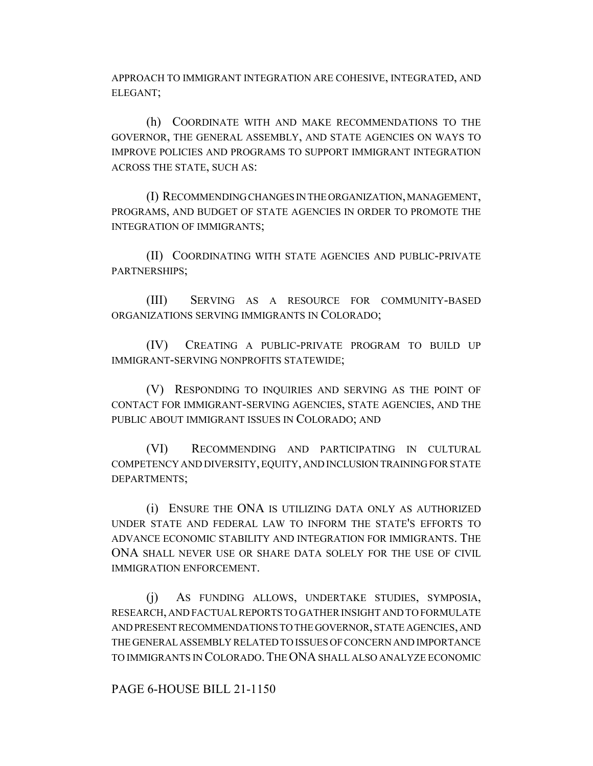APPROACH TO IMMIGRANT INTEGRATION ARE COHESIVE, INTEGRATED, AND ELEGANT;

(h) COORDINATE WITH AND MAKE RECOMMENDATIONS TO THE GOVERNOR, THE GENERAL ASSEMBLY, AND STATE AGENCIES ON WAYS TO IMPROVE POLICIES AND PROGRAMS TO SUPPORT IMMIGRANT INTEGRATION ACROSS THE STATE, SUCH AS:

(I) RECOMMENDING CHANGES IN THE ORGANIZATION, MANAGEMENT, PROGRAMS, AND BUDGET OF STATE AGENCIES IN ORDER TO PROMOTE THE INTEGRATION OF IMMIGRANTS;

(II) COORDINATING WITH STATE AGENCIES AND PUBLIC-PRIVATE PARTNERSHIPS;

(III) SERVING AS A RESOURCE FOR COMMUNITY-BASED ORGANIZATIONS SERVING IMMIGRANTS IN COLORADO;

(IV) CREATING A PUBLIC-PRIVATE PROGRAM TO BUILD UP IMMIGRANT-SERVING NONPROFITS STATEWIDE;

(V) RESPONDING TO INQUIRIES AND SERVING AS THE POINT OF CONTACT FOR IMMIGRANT-SERVING AGENCIES, STATE AGENCIES, AND THE PUBLIC ABOUT IMMIGRANT ISSUES IN COLORADO; AND

(VI) RECOMMENDING AND PARTICIPATING IN CULTURAL COMPETENCY AND DIVERSITY, EQUITY, AND INCLUSION TRAINING FOR STATE DEPARTMENTS;

(i) ENSURE THE ONA IS UTILIZING DATA ONLY AS AUTHORIZED UNDER STATE AND FEDERAL LAW TO INFORM THE STATE'S EFFORTS TO ADVANCE ECONOMIC STABILITY AND INTEGRATION FOR IMMIGRANTS. THE ONA SHALL NEVER USE OR SHARE DATA SOLELY FOR THE USE OF CIVIL IMMIGRATION ENFORCEMENT.

(j) AS FUNDING ALLOWS, UNDERTAKE STUDIES, SYMPOSIA, RESEARCH, AND FACTUAL REPORTS TO GATHER INSIGHT AND TO FORMULATE AND PRESENT RECOMMENDATIONS TO THE GOVERNOR, STATE AGENCIES, AND THE GENERAL ASSEMBLY RELATED TO ISSUES OF CONCERN AND IMPORTANCE TO IMMIGRANTS IN COLORADO. THE ONA SHALL ALSO ANALYZE ECONOMIC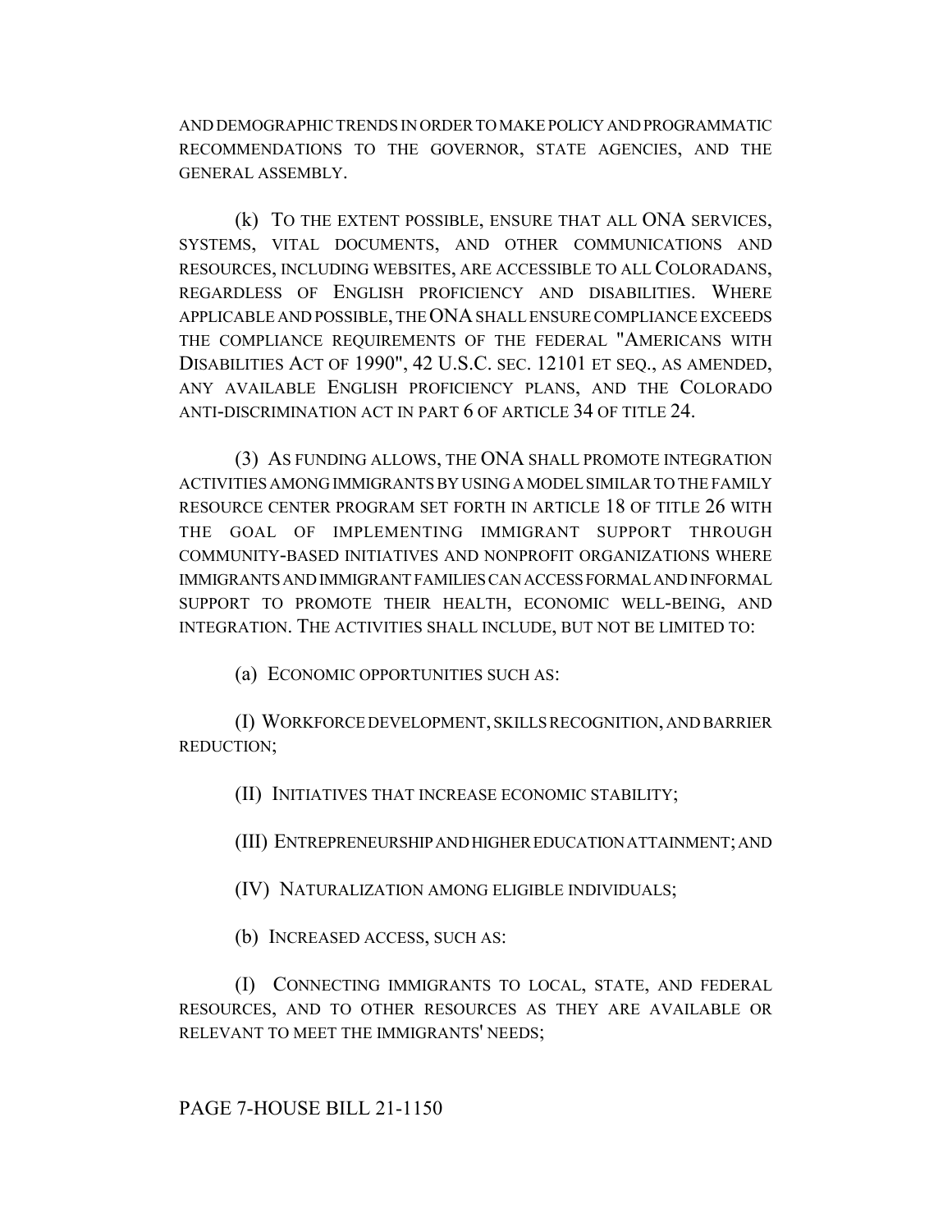AND DEMOGRAPHIC TRENDS IN ORDER TO MAKE POLICY AND PROGRAMMATIC RECOMMENDATIONS TO THE GOVERNOR, STATE AGENCIES, AND THE GENERAL ASSEMBLY.

(k) TO THE EXTENT POSSIBLE, ENSURE THAT ALL ONA SERVICES, SYSTEMS, VITAL DOCUMENTS, AND OTHER COMMUNICATIONS AND RESOURCES, INCLUDING WEBSITES, ARE ACCESSIBLE TO ALL COLORADANS, REGARDLESS OF ENGLISH PROFICIENCY AND DISABILITIES. WHERE APPLICABLE AND POSSIBLE, THE ONA SHALL ENSURE COMPLIANCE EXCEEDS THE COMPLIANCE REQUIREMENTS OF THE FEDERAL "AMERICANS WITH DISABILITIES ACT OF 1990", 42 U.S.C. SEC. 12101 ET SEQ., AS AMENDED, ANY AVAILABLE ENGLISH PROFICIENCY PLANS, AND THE COLORADO ANTI-DISCRIMINATION ACT IN PART 6 OF ARTICLE 34 OF TITLE 24.

(3) AS FUNDING ALLOWS, THE ONA SHALL PROMOTE INTEGRATION ACTIVITIES AMONG IMMIGRANTS BY USING A MODEL SIMILAR TO THE FAMILY RESOURCE CENTER PROGRAM SET FORTH IN ARTICLE 18 OF TITLE 26 WITH THE GOAL OF IMPLEMENTING IMMIGRANT SUPPORT THROUGH COMMUNITY-BASED INITIATIVES AND NONPROFIT ORGANIZATIONS WHERE IMMIGRANTS AND IMMIGRANT FAMILIES CAN ACCESS FORMAL AND INFORMAL SUPPORT TO PROMOTE THEIR HEALTH, ECONOMIC WELL-BEING, AND INTEGRATION. THE ACTIVITIES SHALL INCLUDE, BUT NOT BE LIMITED TO:

(a) ECONOMIC OPPORTUNITIES SUCH AS:

(I) WORKFORCE DEVELOPMENT, SKILLS RECOGNITION, AND BARRIER REDUCTION;

(II) INITIATIVES THAT INCREASE ECONOMIC STABILITY;

(III) ENTREPRENEURSHIP AND HIGHER EDUCATION ATTAINMENT; AND

(IV) NATURALIZATION AMONG ELIGIBLE INDIVIDUALS;

(b) INCREASED ACCESS, SUCH AS:

(I) CONNECTING IMMIGRANTS TO LOCAL, STATE, AND FEDERAL RESOURCES, AND TO OTHER RESOURCES AS THEY ARE AVAILABLE OR RELEVANT TO MEET THE IMMIGRANTS' NEEDS;

PAGE 7-HOUSE BILL 21-1150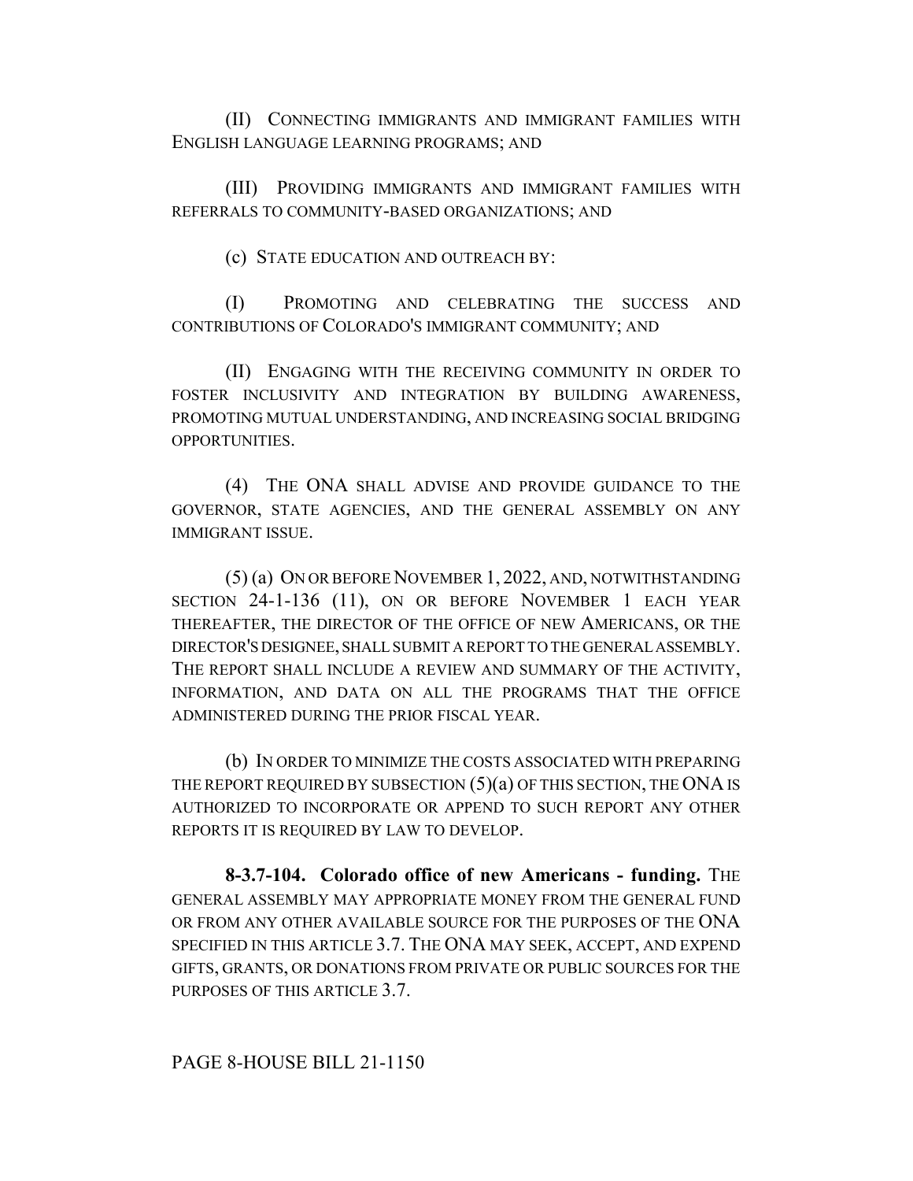(II) CONNECTING IMMIGRANTS AND IMMIGRANT FAMILIES WITH ENGLISH LANGUAGE LEARNING PROGRAMS; AND

(III) PROVIDING IMMIGRANTS AND IMMIGRANT FAMILIES WITH REFERRALS TO COMMUNITY-BASED ORGANIZATIONS; AND

(c) STATE EDUCATION AND OUTREACH BY:

(I) PROMOTING AND CELEBRATING THE SUCCESS AND CONTRIBUTIONS OF COLORADO'S IMMIGRANT COMMUNITY; AND

(II) ENGAGING WITH THE RECEIVING COMMUNITY IN ORDER TO FOSTER INCLUSIVITY AND INTEGRATION BY BUILDING AWARENESS, PROMOTING MUTUAL UNDERSTANDING, AND INCREASING SOCIAL BRIDGING OPPORTUNITIES.

(4) THE ONA SHALL ADVISE AND PROVIDE GUIDANCE TO THE GOVERNOR, STATE AGENCIES, AND THE GENERAL ASSEMBLY ON ANY IMMIGRANT ISSUE.

(5) (a) ON OR BEFORE NOVEMBER 1, 2022, AND, NOTWITHSTANDING SECTION 24-1-136 (11), ON OR BEFORE NOVEMBER 1 EACH YEAR THEREAFTER, THE DIRECTOR OF THE OFFICE OF NEW AMERICANS, OR THE DIRECTOR'S DESIGNEE, SHALL SUBMIT A REPORT TO THE GENERAL ASSEMBLY. THE REPORT SHALL INCLUDE A REVIEW AND SUMMARY OF THE ACTIVITY, INFORMATION, AND DATA ON ALL THE PROGRAMS THAT THE OFFICE ADMINISTERED DURING THE PRIOR FISCAL YEAR.

(b) IN ORDER TO MINIMIZE THE COSTS ASSOCIATED WITH PREPARING THE REPORT REQUIRED BY SUBSECTION (5)(a) OF THIS SECTION, THE ONA IS AUTHORIZED TO INCORPORATE OR APPEND TO SUCH REPORT ANY OTHER REPORTS IT IS REQUIRED BY LAW TO DEVELOP.

**8-3.7-104. Colorado office of new Americans - funding.** THE GENERAL ASSEMBLY MAY APPROPRIATE MONEY FROM THE GENERAL FUND OR FROM ANY OTHER AVAILABLE SOURCE FOR THE PURPOSES OF THE ONA SPECIFIED IN THIS ARTICLE 3.7. THE ONA MAY SEEK, ACCEPT, AND EXPEND GIFTS, GRANTS, OR DONATIONS FROM PRIVATE OR PUBLIC SOURCES FOR THE PURPOSES OF THIS ARTICLE 3.7.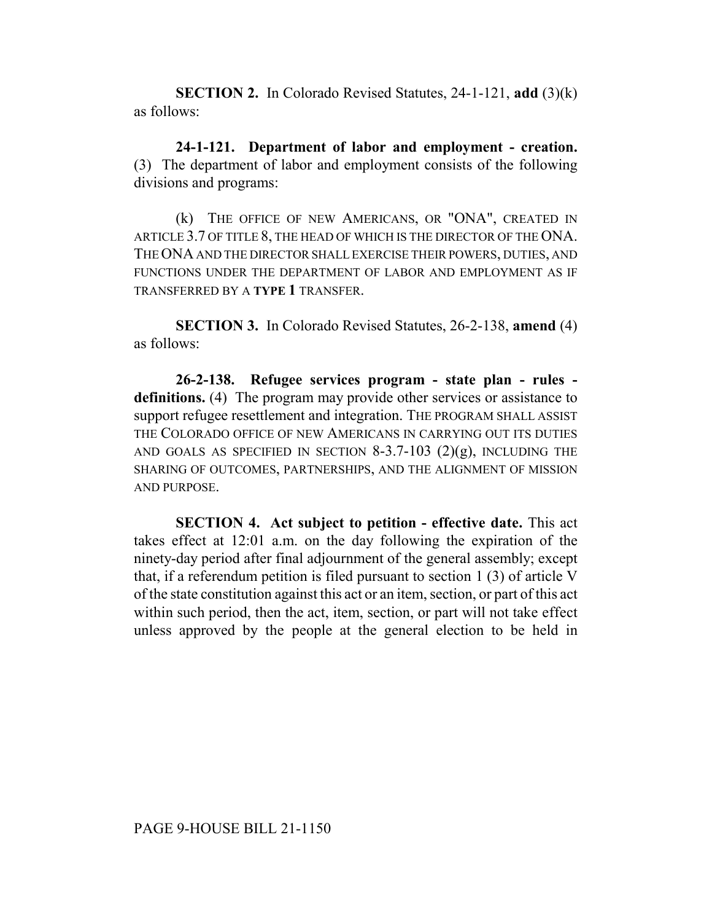**SECTION 2.** In Colorado Revised Statutes, 24-1-121, **add** (3)(k) as follows:

**24-1-121. Department of labor and employment - creation.** (3) The department of labor and employment consists of the following divisions and programs:

(k) THE OFFICE OF NEW AMERICANS, OR "ONA", CREATED IN ARTICLE 3.7 OF TITLE 8, THE HEAD OF WHICH IS THE DIRECTOR OF THE ONA. THE ONA AND THE DIRECTOR SHALL EXERCISE THEIR POWERS, DUTIES, AND FUNCTIONS UNDER THE DEPARTMENT OF LABOR AND EMPLOYMENT AS IF TRANSFERRED BY A **TYPE 1** TRANSFER.

**SECTION 3.** In Colorado Revised Statutes, 26-2-138, **amend** (4) as follows:

**26-2-138. Refugee services program - state plan - rules - definitions.** (4) The program may provide other services or assistance to support refugee resettlement and integration. THE PROGRAM SHALL ASSIST THE COLORADO OFFICE OF NEW AMERICANS IN CARRYING OUT ITS DUTIES AND GOALS AS SPECIFIED IN SECTION 8-3.7-103 (2)(g), INCLUDING THE SHARING OF OUTCOMES, PARTNERSHIPS, AND THE ALIGNMENT OF MISSION AND PURPOSE.

**SECTION 4. Act subject to petition - effective date.** This act takes effect at 12:01 a.m. on the day following the expiration of the ninety-day period after final adjournment of the general assembly; except that, if a referendum petition is filed pursuant to section 1 (3) of article V of the state constitution against this act or an item, section, or part of this act within such period, then the act, item, section, or part will not take effect unless approved by the people at the general election to be held in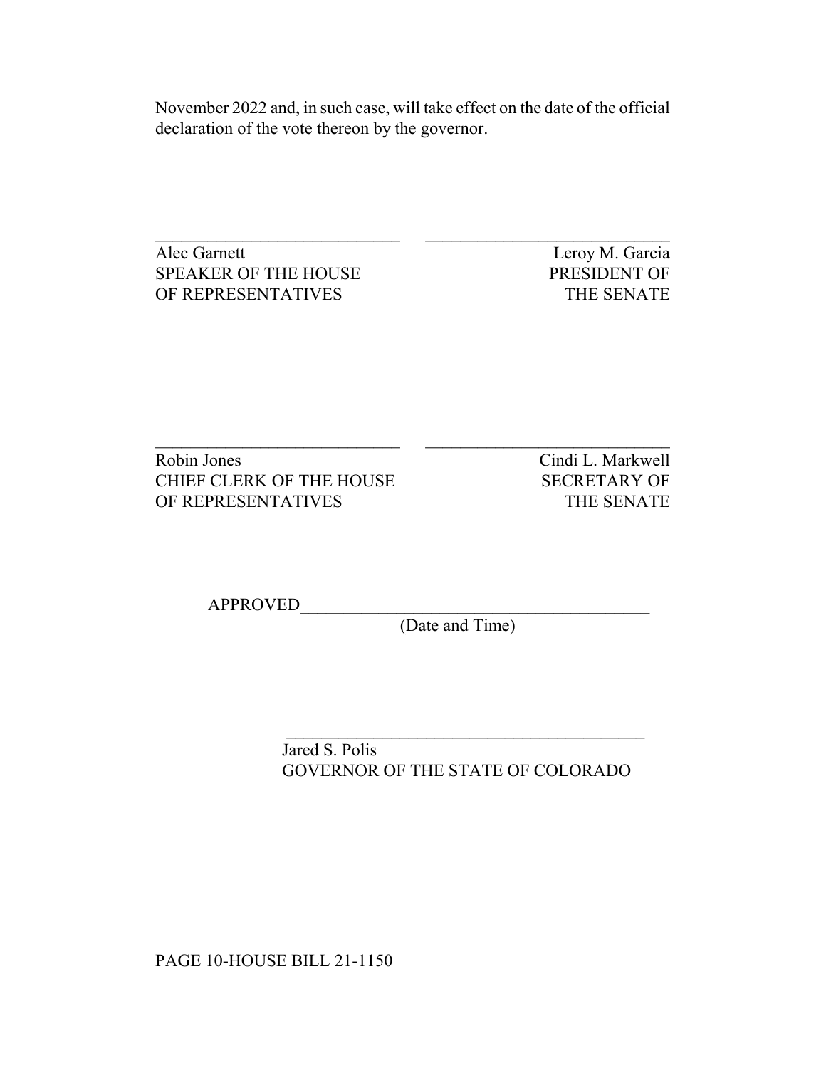November 2022 and, in such case, will take effect on the date of the official declaration of the vote thereon by the governor.

____________________________
Alec Garnett
SPEAKER OF THE HOUSE
OF REPRESENTATIVES

____________________________
Leroy M. Garcia
PRESIDENT OF
THE SENATE

____________________________
Robin Jones
CHIEF CLERK OF THE HOUSE
OF REPRESENTATIVES

____________________________
Cindi L. Markwell
SECRETARY OF
THE SENATE

APPROVED________________________________________
(Date and Time)

_________________________________________
Jared S. Polis
GOVERNOR OF THE STATE OF COLORADO

PAGE 10-HOUSE BILL 21-1150